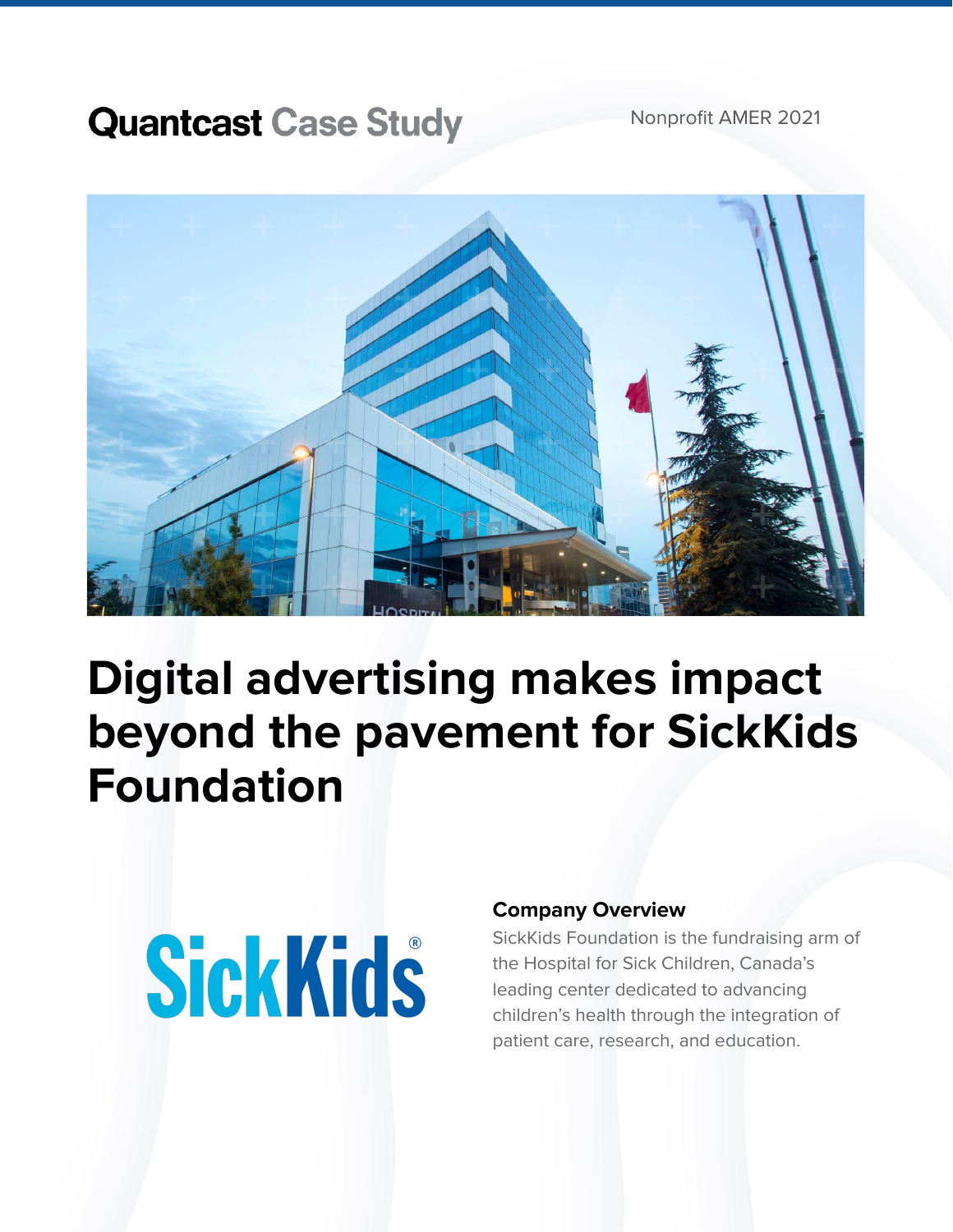Quantcast Case Study

Nonprofit AMER 2021

# Digital advertising makes impact beyond the pavement for SickKids Foundation

SickKids®

### Company Overview

SickKids Foundation is the fundraising arm of the Hospital for Sick Children, Canada's leading center dedicated to advancing children's health through the integration of patient care, research, and education.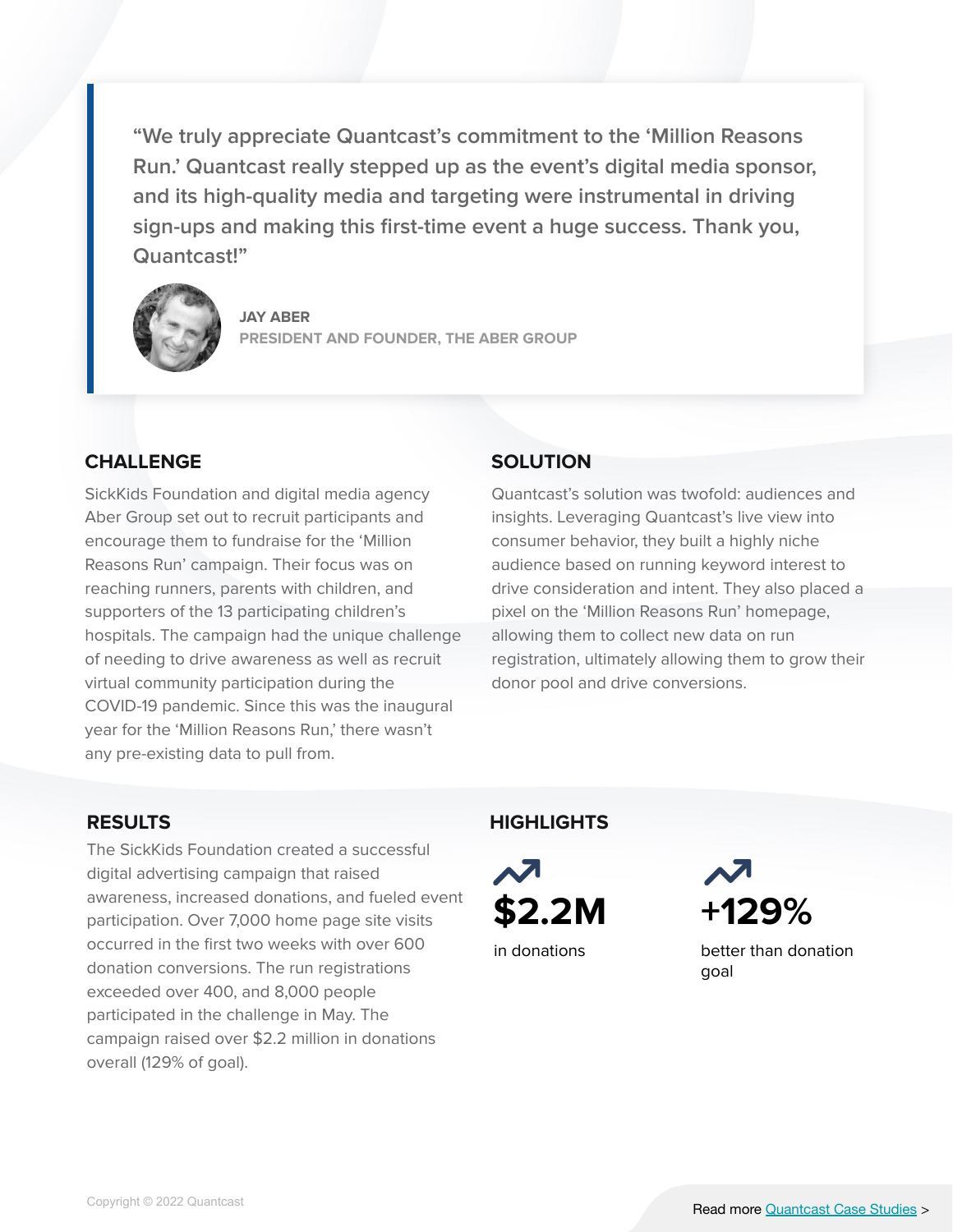> "We truly appreciate Quantcast's commitment to the 'Million Reasons Run.' Quantcast really stepped up as the event's digital media sponsor, and its high-quality media and targeting were instrumental in driving sign-ups and making this first-time event a huge success. Thank you, Quantcast!"
>
> **JAY ABER**
> **PRESIDENT AND FOUNDER, THE ABER GROUP**

## CHALLENGE

SickKids Foundation and digital media agency Aber Group set out to recruit participants and encourage them to fundraise for the 'Million Reasons Run' campaign. Their focus was on reaching runners, parents with children, and supporters of the 13 participating children's hospitals. The campaign had the unique challenge of needing to drive awareness as well as recruit virtual community participation during the COVID-19 pandemic. Since this was the inaugural year for the 'Million Reasons Run,' there wasn't any pre-existing data to pull from.

## SOLUTION

Quantcast's solution was twofold: audiences and insights. Leveraging Quantcast's live view into consumer behavior, they built a highly niche audience based on running keyword interest to drive consideration and intent. They also placed a pixel on the 'Million Reasons Run' homepage, allowing them to collect new data on run registration, ultimately allowing them to grow their donor pool and drive conversions.

## RESULTS

The SickKids Foundation created a successful digital advertising campaign that raised awareness, increased donations, and fueled event participation. Over 7,000 home page site visits occurred in the first two weeks with over 600 donation conversions. The run registrations exceeded over 400, and 8,000 people participated in the challenge in May. The campaign raised over $2.2 million in donations overall (129% of goal).

## HIGHLIGHTS

**$2.2M**
in donations

**+129%**
better than donation goal

Copyright © 2022 Quantcast

Read more Quantcast Case Studies >